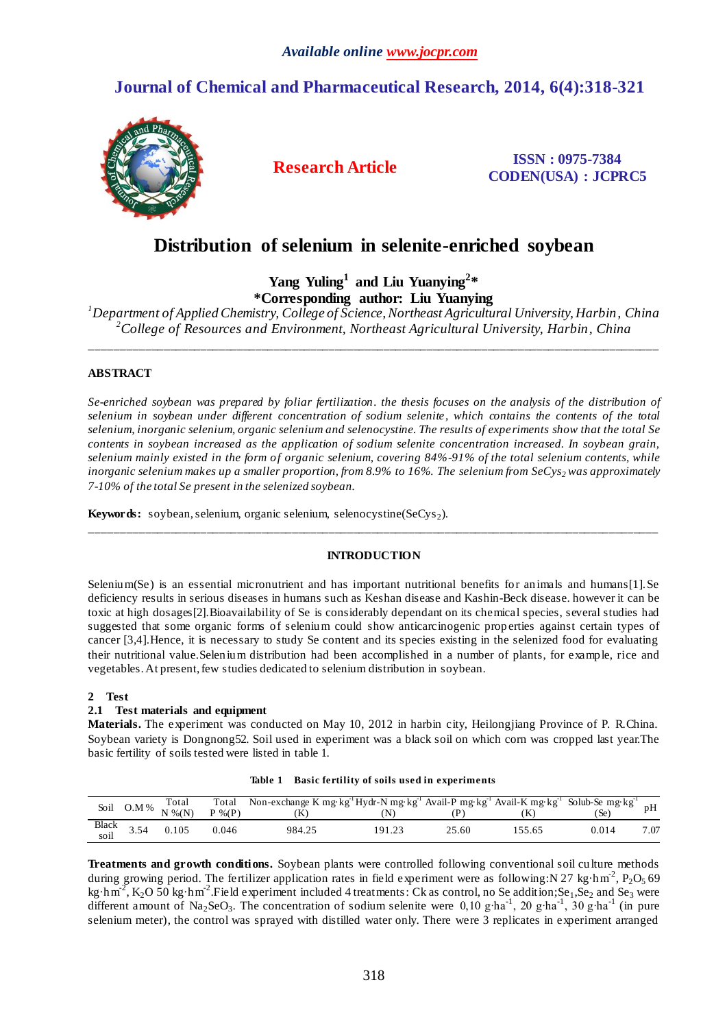# Distribution of selenium in selenite-enriched soybean

**Yang Yuling[1] and Liu Yuanying[2]***

***Corresponding author: Liu Yuanying**

*[1]Department of Applied Chemistry, College of Science, Northeast Agricultural University, Harbin, China*

*[2]College of Resources and Environment, Northeast Agricultural University, Harbin, China*

---

**ABSTRACT**

*Se-enriched soybean was prepared by foliar fertilization. the thesis focuses on the analysis of the distribution of selenium in soybean under different concentration of sodium selenite, which contains the contents of the total selenium, inorganic selenium, organic selenium and selenocystine. The results of experiments show that the total Se contents in soybean increased as the application of sodium selenite concentration increased. In soybean grain, selenium mainly existed in the form of organic selenium, covering 84%-91% of the total selenium contents, while inorganic selenium makes up a smaller proportion, from 8.9% to 16%. The selenium from $SeCys_2$ was approximately 7-10% of the total Se present in the selenized soybean.*

**Keywords:** soybean, selenium, organic selenium, selenocystine($SeCys_2$).

---

## INTRODUCTION

Selenium(Se) is an essential micronutrient and has important nutritional benefits for animals and humans[1]. Se deficiency results in serious diseases in humans such as Keshan disease and Kashin-Beck disease. however it can be toxic at high dosages[2]. Bioavailability of Se is considerably dependant on its chemical species, several studies had suggested that some organic forms of selenium could show anticarcinogenic properties against certain types of cancer [3,4]. Hence, it is necessary to study Se content and its species existing in the selenized food for evaluating their nutritional value. Selenium distribution had been accomplished in a number of plants, for example, rice and vegetables. At present, few studies dedicated to selenium distribution in soybean.

## 2 Test

### 2.1 Test materials and equipment

**Materials.** The experiment was conducted on May 10, 2012 in harbin city, Heilongjiang Province of P. R.China. Soybean variety is Dongnong52. Soil used in experiment was a black soil on which corn was cropped last year. The basic fertility of soils tested were listed in table 1.

**Table 1 Basic fertility of soils used in experiments**

| Soil | O.M % | Total N %(N) | Total P %(P) | Non-exchange K $mg \cdot kg^{-1}$ (K) | Hydr-N $mg \cdot kg^{-1}$ (N) | Avail-P $mg \cdot kg^{-1}$ (P) | Avail-K $mg \cdot kg^{-1}$ (K) | Solub-Se $mg \cdot kg^{-1}$ (Se) | pH |
|---|---|---|---|---|---|---|---|---|---|
| Black soil | 3.54 | 0.105 | 0.046 | 984.25 | 191.23 | 25.60 | 155.65 | 0.014 | 7.07 |

**Treatments and growth conditions.** Soybean plants were controlled following conventional soil culture methods during growing period. The fertilizer application rates in field experiment were as following: N 27 $kg \cdot hm^{-2}$, $P_2O_5$ 69 $kg \cdot hm^{-2}$, $K_2O$ 50 $kg \cdot hm^{-2}$. Field experiment included 4 treatments: Ck as control, no Se addition; $Se_1$, $Se_2$ and $Se_3$ were different amount of $Na_2SeO_3$. The concentration of sodium selenite were 0,10 $g \cdot ha^{-1}$, 20 $g \cdot ha^{-1}$, 30 $g \cdot ha^{-1}$ (in pure selenium meter), the control was sprayed with distilled water only. There were 3 replicates in experiment arranged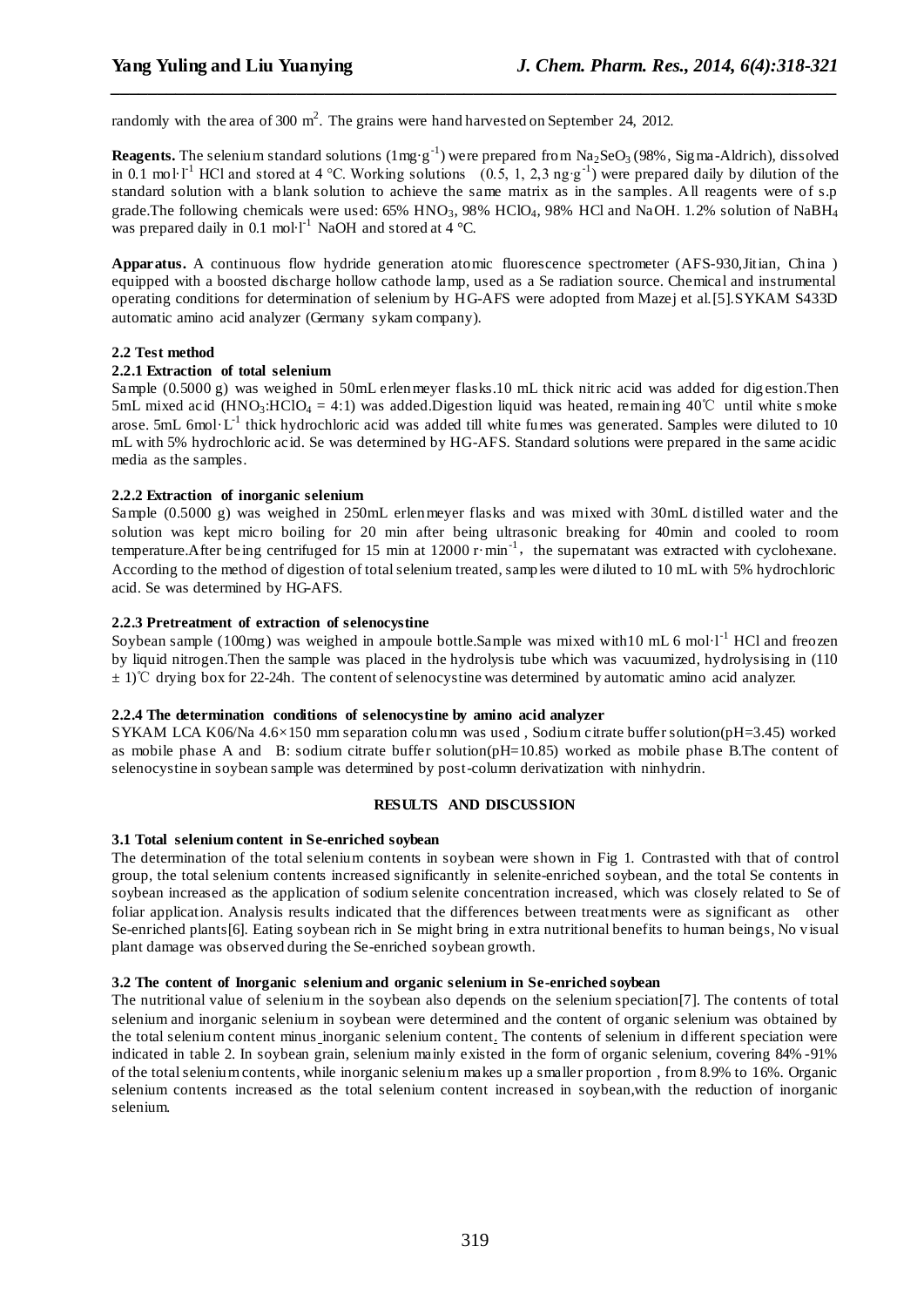randomly with the area of 300 $m^2$. The grains were hand harvested on September 24, 2012.

**Reagents.** The selenium standard solutions ($1mg \cdot g^{-1}$) were prepared from $Na_2SeO_3$ (98%, Sigma-Aldrich), dissolved in 0.1 $mol \cdot l^{-1}$ HCl and stored at 4 °C. Working solutions (0.5, 1, 2,3 $ng \cdot g^{-1}$) were prepared daily by dilution of the standard solution with a blank solution to achieve the same matrix as in the samples. All reagents were of s.p grade.The following chemicals were used: 65% $HNO_3$, 98% $HClO_4$, 98% HCl and NaOH. 1.2% solution of $NaBH_4$ was prepared daily in 0.1 $mol \cdot l^{-1}$ NaOH and stored at 4 °C.

**Apparatus.** A continuous flow hydride generation atomic fluorescence spectrometer (AFS-930,Jitian, China ) equipped with a boosted discharge hollow cathode lamp, used as a Se radiation source. Chemical and instrumental operating conditions for determination of selenium by HG-AFS were adopted from Mazej et al.[5].SYKAM S433D automatic amino acid analyzer (Germany sykam company).

### 2.2 Test method

#### 2.2.1 Extraction of total selenium

Sample (0.5000 g) was weighed in 50mL erlenmeyer flasks.10 mL thick nitric acid was added for digestion.Then 5mL mixed acid ($HNO_3$:$HClO_4$ = 4:1) was added.Digestion liquid was heated, remaining 40℃ until white smoke arose. 5mL 6$mol \cdot L^{-1}$ thick hydrochloric acid was added till white fumes was generated. Samples were diluted to 10 mL with 5% hydrochloric acid. Se was determined by HG-AFS. Standard solutions were prepared in the same acidic media as the samples.

#### 2.2.2 Extraction of inorganic selenium

Sample (0.5000 g) was weighed in 250mL erlenmeyer flasks and was mixed with 30mL distilled water and the solution was kept micro boiling for 20 min after being ultrasonic breaking for 40min and cooled to room temperature.After being centrifuged for 15 min at 12000 $r \cdot min^{-1}$, the supernatant was extracted with cyclohexane. According to the method of digestion of total selenium treated, samples were diluted to 10 mL with 5% hydrochloric acid. Se was determined by HG-AFS.

#### 2.2.3 Pretreatment of extraction of selenocystine

Soybean sample (100mg) was weighed in ampoule bottle.Sample was mixed with10 mL 6 $mol \cdot l^{-1}$ HCl and freozen by liquid nitrogen.Then the sample was placed in the hydrolysis tube which was vacuumized, hydrolysising in (110 ± 1)℃ drying box for 22-24h. The content of selenocystine was determined by automatic amino acid analyzer.

#### 2.2.4 The determination conditions of selenocystine by amino acid analyzer

SYKAM LCA K06/Na 4.6×150 mm separation column was used , Sodium citrate buffer solution(pH=3.45) worked as mobile phase A and B: sodium citrate buffer solution(pH=10.85) worked as mobile phase B.The content of selenocystine in soybean sample was determined by post-column derivatization with ninhydrin.

## RESULTS AND DISCUSSION

### 3.1 Total selenium content in Se-enriched soybean

The determination of the total selenium contents in soybean were shown in Fig 1. Contrasted with that of control group, the total selenium contents increased significantly in selenite-enriched soybean, and the total Se contents in soybean increased as the application of sodium selenite concentration increased, which was closely related to Se of foliar application. Analysis results indicated that the differences between treatments were as significant as other Se-enriched plants[6]. Eating soybean rich in Se might bring in extra nutritional benefits to human beings, No visual plant damage was observed during the Se-enriched soybean growth.

### 3.2 The content of Inorganic selenium and organic selenium in Se-enriched soybean

The nutritional value of selenium in the soybean also depends on the selenium speciation[7]. The contents of total selenium and inorganic selenium in soybean were determined and the content of organic selenium was obtained by the total selenium content minus inorganic selenium content. The contents of selenium in different speciation were indicated in table 2. In soybean grain, selenium mainly existed in the form of organic selenium, covering 84% -91% of the total selenium contents, while inorganic selenium makes up a smaller proportion , from 8.9% to 16%. Organic selenium contents increased as the total selenium content increased in soybean,with the reduction of inorganic selenium.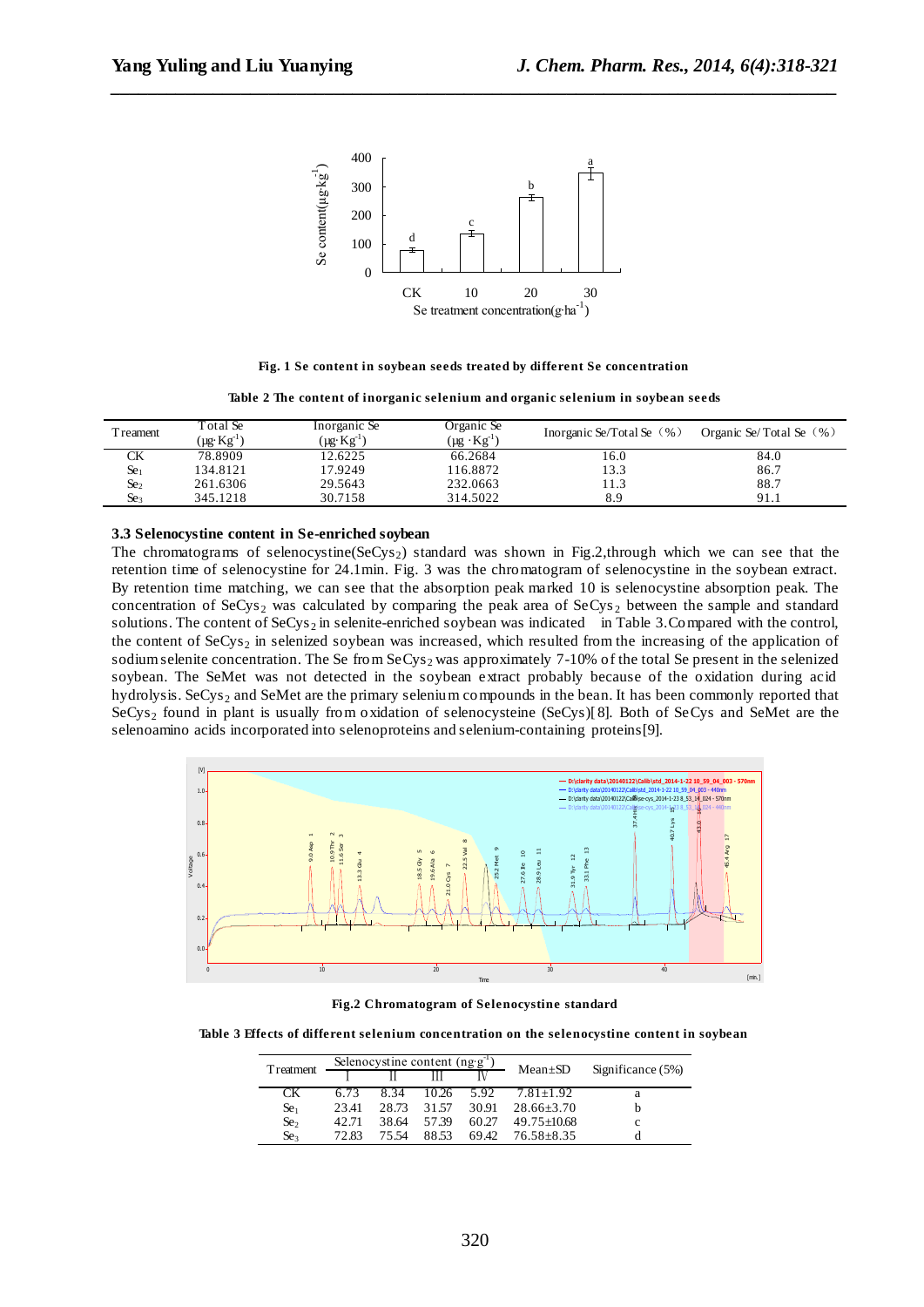Fig. 1 Se content in soybean seeds treated by different Se concentration

Table 2 The content of inorganic selenium and organic selenium in soybean seeds

| Treament | Total Se ($\mu g \cdot Kg^{-1}$) | Inorganic Se ($\mu g \cdot Kg^{-1}$) | Organic Se ($\mu g \cdot Kg^{-1}$) | Inorganic Se/Total Se（%） | Organic Se/Total Se（%） |
|---|---|---|---|---|---|
| CK | 78.8909 | 12.6225 | 66.2684 | 16.0 | 84.0 |
| $Se_1$ | 134.8121 | 17.9249 | 116.8872 | 13.3 | 86.7 |
| $Se_2$ | 261.6306 | 29.5643 | 232.0663 | 11.3 | 88.7 |
| $Se_3$ | 345.1218 | 30.7158 | 314.5022 | 8.9 | 91.1 |

### 3.3 Selenocystine content in Se-enriched soybean

The chromatograms of selenocystine($SeCys_2$) standard was shown in Fig.2,through which we can see that the retention time of selenocystine for 24.1min. Fig. 3 was the chromatogram of selenocystine in the soybean extract. By retention time matching, we can see that the absorption peak marked 10 is selenocystine absorption peak. The concentration of $SeCys_2$ was calculated by comparing the peak area of $SeCys_2$ between the sample and standard solutions. The content of $SeCys_2$ in selenite-enriched soybean was indicated in Table 3.Compared with the control, the content of $SeCys_2$ in selenized soybean was increased, which resulted from the increasing of the application of sodium selenite concentration. The Se from $SeCys_2$ was approximately 7-10% of the total Se present in the selenized soybean. The SeMet was not detected in the soybean extract probably because of the oxidation during acid hydrolysis. $SeCys_2$ and SeMet are the primary selenium compounds in the bean. It has been commonly reported that $SeCys_2$ found in plant is usually from oxidation of selenocysteine (SeCys)[8]. Both of SeCys and SeMet are the selenoamino acids incorporated into selenoproteins and selenium-containing proteins[9].

Fig.2 Chromatogram of Selenocystine standard

Table 3 Effects of different selenium concentration on the selenocystine content in soybean

| Treatment | Selenocystine content ($ng \cdot g^{-1}$) | | | | Mean±SD | Significance (5%) |
|---|---|---|---|---|---|---|
| | Ⅰ | Ⅱ | Ⅲ | Ⅳ | | |
| CK | 6.73 | 8.34 | 10.26 | 5.92 | 7.81±1.92 | a |
| $Se_1$ | 23.41 | 28.73 | 31.57 | 30.91 | 28.66±3.70 | b |
| $Se_2$ | 42.71 | 38.64 | 57.39 | 60.27 | 49.75±10.68 | c |
| $Se_3$ | 72.83 | 75.54 | 88.53 | 69.42 | 76.58±8.35 | d |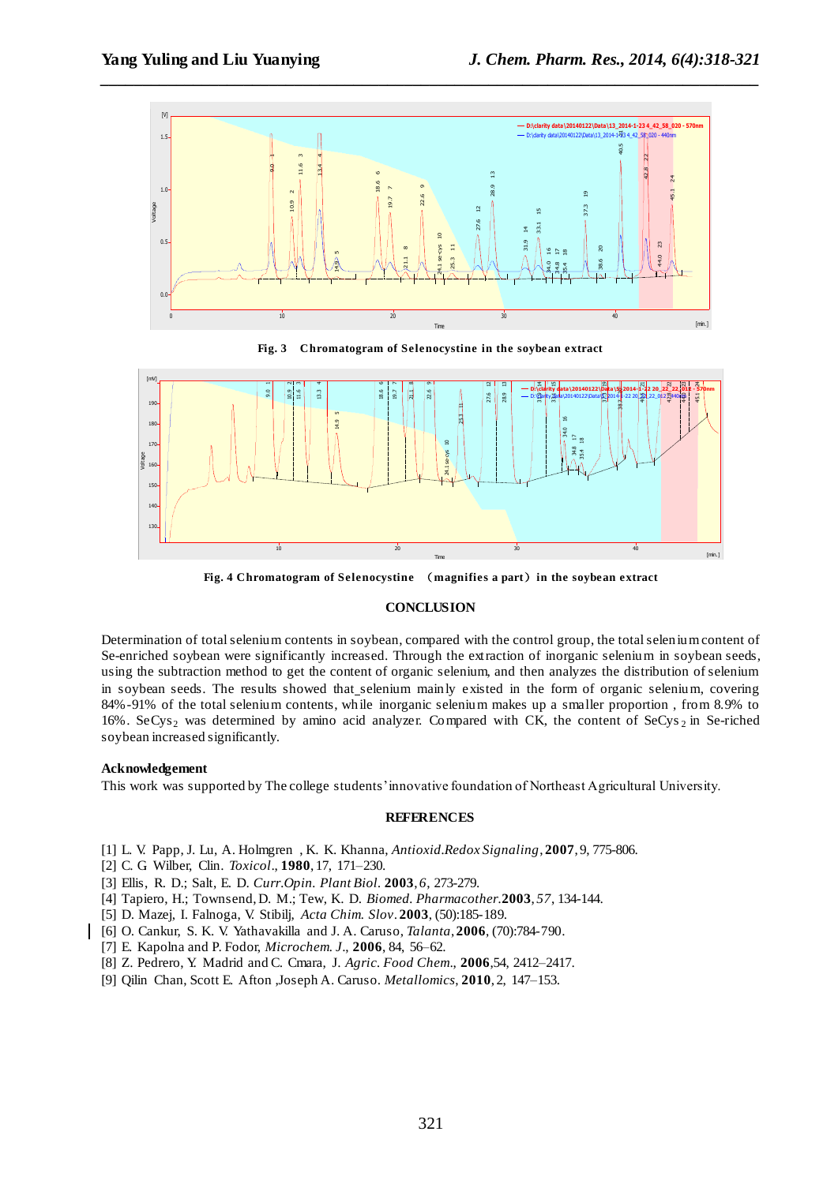Fig. 3 Chromatogram of Selenocystine in the soybean extract

Fig. 4 Chromatogram of Selenocystine （magnifies a part）in the soybean extract

## CONCLUSION

Determination of total selenium contents in soybean, compared with the control group, the total selenium content of Se-enriched soybean were significantly increased. Through the extraction of inorganic selenium in soybean seeds, using the subtraction method to get the content of organic selenium, and then analyzes the distribution of selenium in soybean seeds. The results showed that_selenium mainly existed in the form of organic selenium, covering 84%-91% of the total selenium contents, while inorganic selenium makes up a smaller proportion , from 8.9% to 16%. $SeCys_2$ was determined by amino acid analyzer. Compared with CK, the content of $SeCys_2$ in Se-riched soybean increased significantly.

### Acknowledgement

This work was supported by The college students' innovative foundation of Northeast Agricultural University.

## REFERENCES

[1] L. V. Papp, J. Lu, A. Holmgren , K. K. Khanna, *Antioxid.Redox Signaling*, **2007**, 9, 775-806.
[2] C. G Wilber, Clin. *Toxicol*., **1980**, 17, 171–230.
[3] Ellis, R. D.; Salt, E. D. *Curr.Opin. Plant Biol*. **2003**, *6*, 273-279.
[4] Tapiero, H.; Townsend, D. M.; Tew, K. D. *Biomed. Pharmacother*.**2003**, *57*, 134-144.
[5] D. Mazej, I. Falnoga, V. Stibilj, *Acta Chim. Slov*. **2003**, (50):185-189.
[6] O. Cankur, S. K. V. Yathavakilla and J. A. Caruso, *Talanta*, **2006**, (70):784-790.
[7] E. Kapolna and P. Fodor, *Microchem. J*., **2006**, 84, 56–62.
[8] Z. Pedrero, Y. Madrid and C. Cmara, J. *Agric. Food Chem*., **2006**,54, 2412–2417.
[9] Qilin Chan, Scott E. Afton ,Joseph A. Caruso. *Metallomics*, **2010**, 2, 147–153.